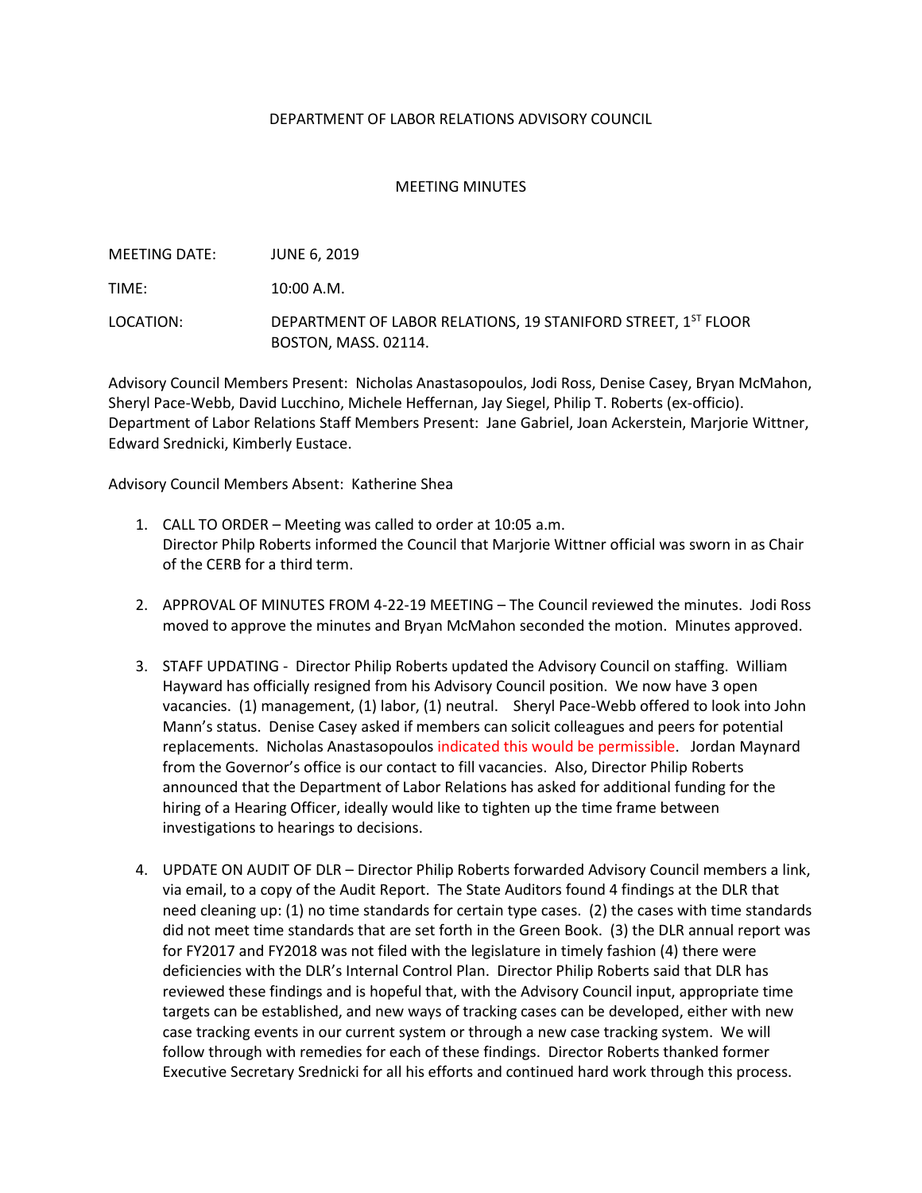DEPARTMENT OF LABOR RELATIONS ADVISORY COUNCIL

MEETING MINUTES

MEETING DATE: JUNE 6, 2019

TIME: 10:00 A.M.

LOCATION: DEPARTMENT OF LABOR RELATIONS, 19 STANIFORD STREET, 1ST FLOOR BOSTON, MASS. 02114.

Advisory Council Members Present: Nicholas Anastasopoulos, Jodi Ross, Denise Casey, Bryan McMahon, Sheryl Pace-Webb, David Lucchino, Michele Heffernan, Jay Siegel, Philip T. Roberts (ex-officio). Department of Labor Relations Staff Members Present: Jane Gabriel, Joan Ackerstein, Marjorie Wittner, Edward Srednicki, Kimberly Eustace.

Advisory Council Members Absent: Katherine Shea

1. CALL TO ORDER – Meeting was called to order at 10:05 a.m. Director Philp Roberts informed the Council that Marjorie Wittner official was sworn in as Chair of the CERB for a third term.

2. APPROVAL OF MINUTES FROM 4-22-19 MEETING – The Council reviewed the minutes. Jodi Ross moved to approve the minutes and Bryan McMahon seconded the motion. Minutes approved.

3. STAFF UPDATING - Director Philip Roberts updated the Advisory Council on staffing. William Hayward has officially resigned from his Advisory Council position. We now have 3 open vacancies. (1) management, (1) labor, (1) neutral. Sheryl Pace-Webb offered to look into John Mann's status. Denise Casey asked if members can solicit colleagues and peers for potential replacements. Nicholas Anastasopoulos indicated this would be permissible. Jordan Maynard from the Governor's office is our contact to fill vacancies. Also, Director Philip Roberts announced that the Department of Labor Relations has asked for additional funding for the hiring of a Hearing Officer, ideally would like to tighten up the time frame between investigations to hearings to decisions.

4. UPDATE ON AUDIT OF DLR – Director Philip Roberts forwarded Advisory Council members a link, via email, to a copy of the Audit Report. The State Auditors found 4 findings at the DLR that need cleaning up: (1) no time standards for certain type cases. (2) the cases with time standards did not meet time standards that are set forth in the Green Book. (3) the DLR annual report was for FY2017 and FY2018 was not filed with the legislature in timely fashion (4) there were deficiencies with the DLR's Internal Control Plan. Director Philip Roberts said that DLR has reviewed these findings and is hopeful that, with the Advisory Council input, appropriate time targets can be established, and new ways of tracking cases can be developed, either with new case tracking events in our current system or through a new case tracking system. We will follow through with remedies for each of these findings. Director Roberts thanked former Executive Secretary Srednicki for all his efforts and continued hard work through this process.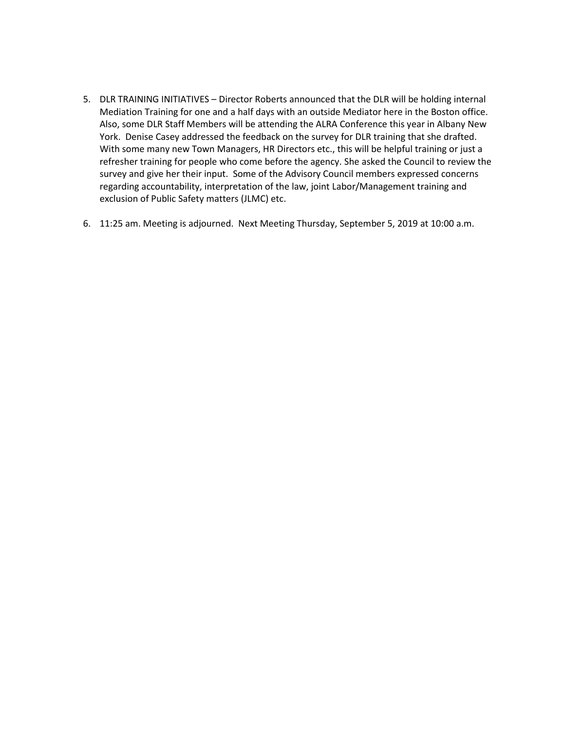5. DLR TRAINING INITIATIVES – Director Roberts announced that the DLR will be holding internal Mediation Training for one and a half days with an outside Mediator here in the Boston office. Also, some DLR Staff Members will be attending the ALRA Conference this year in Albany New York. Denise Casey addressed the feedback on the survey for DLR training that she drafted. With some many new Town Managers, HR Directors etc., this will be helpful training or just a refresher training for people who come before the agency. She asked the Council to review the survey and give her their input. Some of the Advisory Council members expressed concerns regarding accountability, interpretation of the law, joint Labor/Management training and exclusion of Public Safety matters (JLMC) etc.

6. 11:25 am. Meeting is adjourned. Next Meeting Thursday, September 5, 2019 at 10:00 a.m.